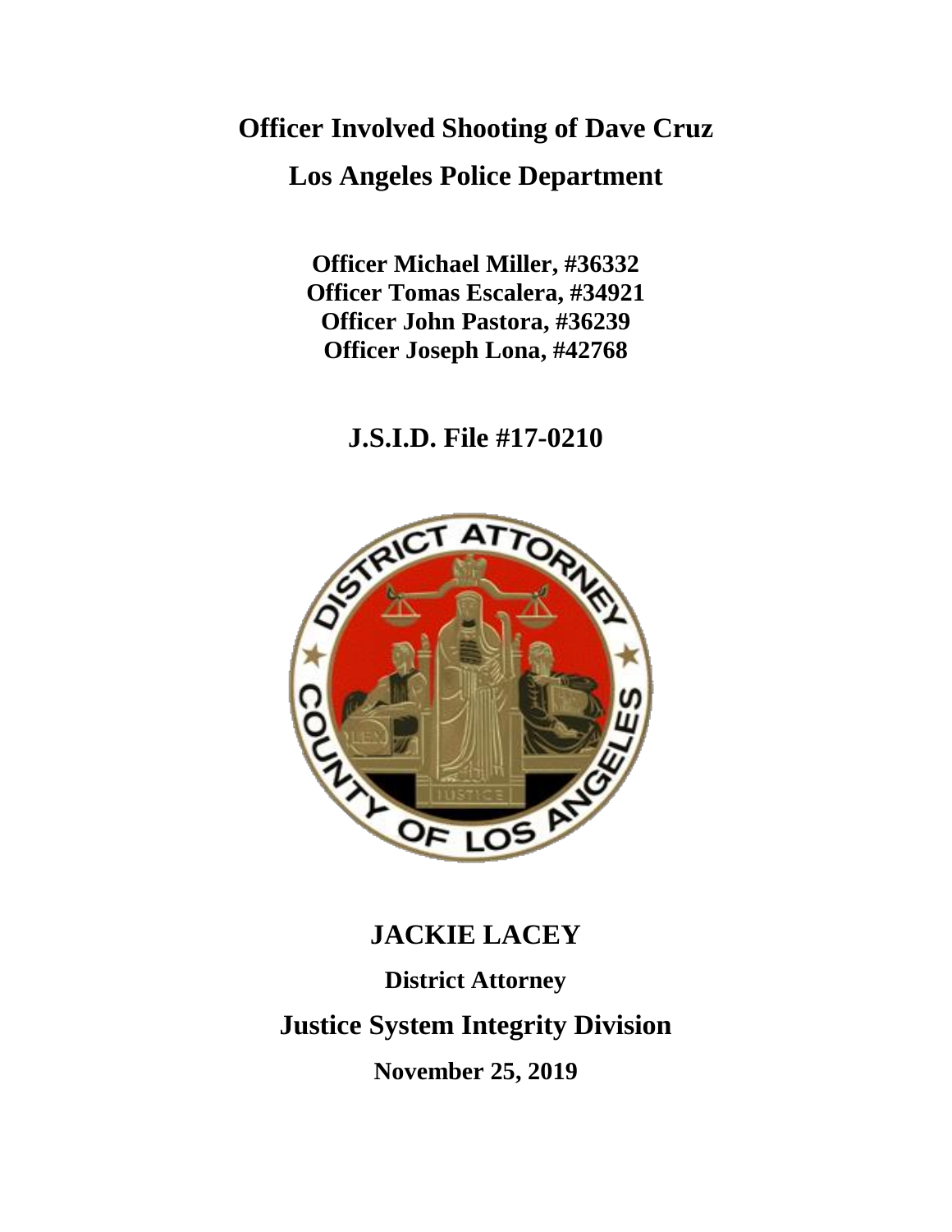# Officer Involved Shooting of Dave Cruz

## Los Angeles Police Department

**Officer Michael Miller, #36332**
**Officer Tomas Escalera, #34921**
**Officer John Pastora, #36239**
**Officer Joseph Lona, #42768**

## J.S.I.D. File #17-0210

## JACKIE LACEY

**District Attorney**

## Justice System Integrity Division

**November 25, 2019**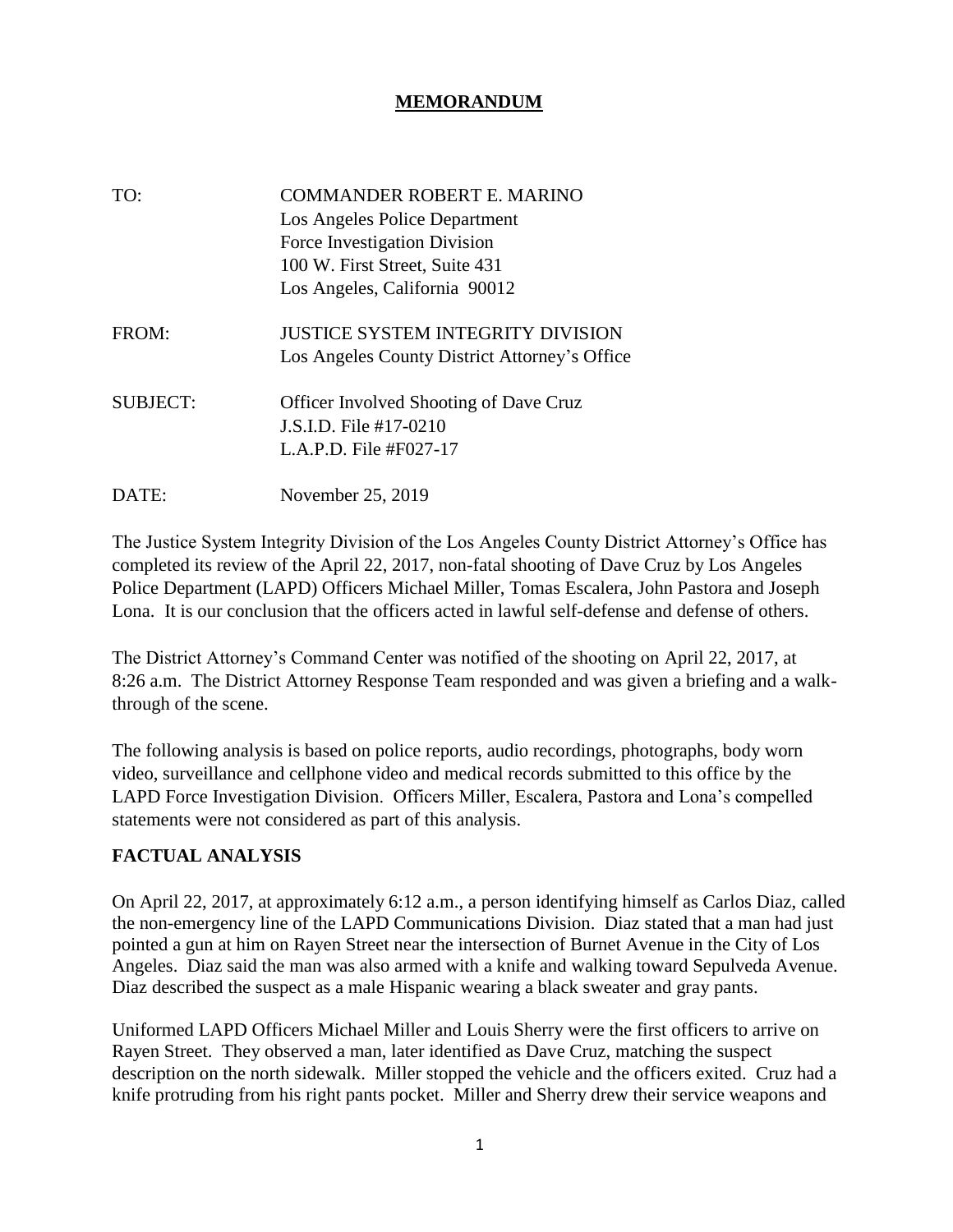# MEMORANDUM

TO: COMMANDER ROBERT E. MARINO
Los Angeles Police Department
Force Investigation Division
100 W. First Street, Suite 431
Los Angeles, California 90012

FROM: JUSTICE SYSTEM INTEGRITY DIVISION
Los Angeles County District Attorney's Office

SUBJECT: Officer Involved Shooting of Dave Cruz
J.S.I.D. File #17-0210
L.A.P.D. File #F027-17

DATE: November 25, 2019

The Justice System Integrity Division of the Los Angeles County District Attorney's Office has completed its review of the April 22, 2017, non-fatal shooting of Dave Cruz by Los Angeles Police Department (LAPD) Officers Michael Miller, Tomas Escalera, John Pastora and Joseph Lona. It is our conclusion that the officers acted in lawful self-defense and defense of others.

The District Attorney's Command Center was notified of the shooting on April 22, 2017, at 8:26 a.m. The District Attorney Response Team responded and was given a briefing and a walk-through of the scene.

The following analysis is based on police reports, audio recordings, photographs, body worn video, surveillance and cellphone video and medical records submitted to this office by the LAPD Force Investigation Division. Officers Miller, Escalera, Pastora and Lona's compelled statements were not considered as part of this analysis.

## FACTUAL ANALYSIS

On April 22, 2017, at approximately 6:12 a.m., a person identifying himself as Carlos Diaz, called the non-emergency line of the LAPD Communications Division. Diaz stated that a man had just pointed a gun at him on Rayen Street near the intersection of Burnet Avenue in the City of Los Angeles. Diaz said the man was also armed with a knife and walking toward Sepulveda Avenue. Diaz described the suspect as a male Hispanic wearing a black sweater and gray pants.

Uniformed LAPD Officers Michael Miller and Louis Sherry were the first officers to arrive on Rayen Street. They observed a man, later identified as Dave Cruz, matching the suspect description on the north sidewalk. Miller stopped the vehicle and the officers exited. Cruz had a knife protruding from his right pants pocket. Miller and Sherry drew their service weapons and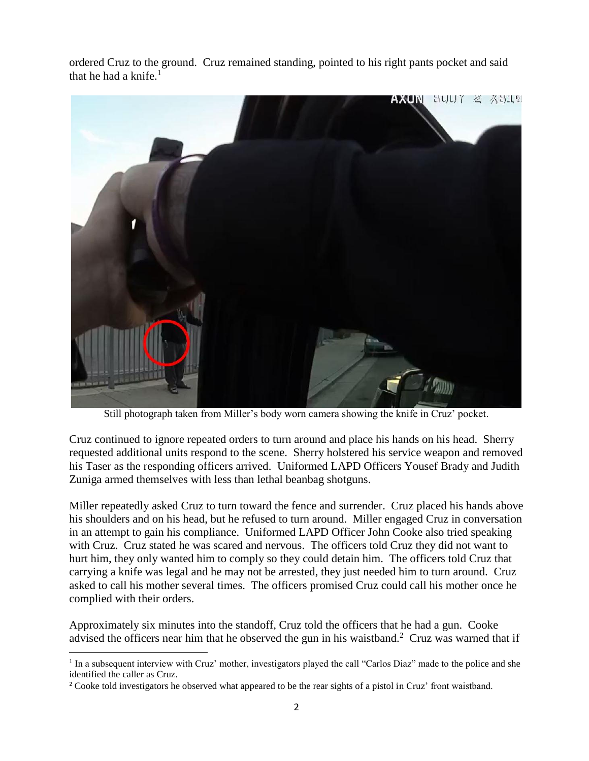ordered Cruz to the ground. Cruz remained standing, pointed to his right pants pocket and said that he had a knife.[1]

Still photograph taken from Miller's body worn camera showing the knife in Cruz' pocket.

Cruz continued to ignore repeated orders to turn around and place his hands on his head. Sherry requested additional units respond to the scene. Sherry holstered his service weapon and removed his Taser as the responding officers arrived. Uniformed LAPD Officers Yousef Brady and Judith Zuniga armed themselves with less than lethal beanbag shotguns.

Miller repeatedly asked Cruz to turn toward the fence and surrender. Cruz placed his hands above his shoulders and on his head, but he refused to turn around. Miller engaged Cruz in conversation in an attempt to gain his compliance. Uniformed LAPD Officer John Cooke also tried speaking with Cruz. Cruz stated he was scared and nervous. The officers told Cruz they did not want to hurt him, they only wanted him to comply so they could detain him. The officers told Cruz that carrying a knife was legal and he may not be arrested, they just needed him to turn around. Cruz asked to call his mother several times. The officers promised Cruz could call his mother once he complied with their orders.

Approximately six minutes into the standoff, Cruz told the officers that he had a gun. Cooke advised the officers near him that he observed the gun in his waistband.[2] Cruz was warned that if

---

[1] In a subsequent interview with Cruz' mother, investigators played the call "Carlos Diaz" made to the police and she identified the caller as Cruz.

[2] Cooke told investigators he observed what appeared to be the rear sights of a pistol in Cruz' front waistband.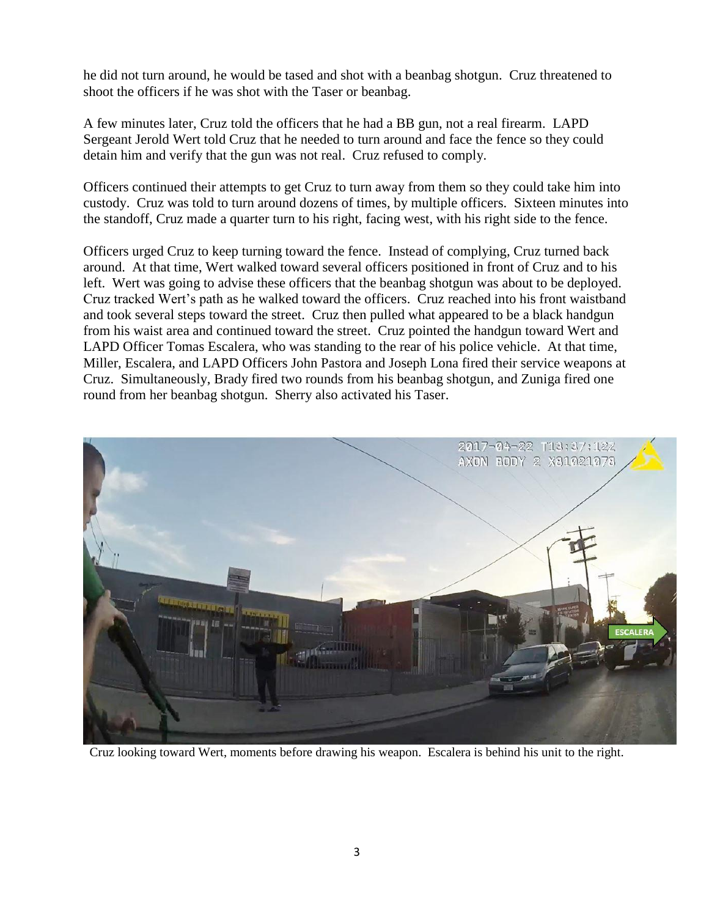he did not turn around, he would be tased and shot with a beanbag shotgun. Cruz threatened to shoot the officers if he was shot with the Taser or beanbag.

A few minutes later, Cruz told the officers that he had a BB gun, not a real firearm. LAPD Sergeant Jerold Wert told Cruz that he needed to turn around and face the fence so they could detain him and verify that the gun was not real. Cruz refused to comply.

Officers continued their attempts to get Cruz to turn away from them so they could take him into custody. Cruz was told to turn around dozens of times, by multiple officers. Sixteen minutes into the standoff, Cruz made a quarter turn to his right, facing west, with his right side to the fence.

Officers urged Cruz to keep turning toward the fence. Instead of complying, Cruz turned back around. At that time, Wert walked toward several officers positioned in front of Cruz and to his left. Wert was going to advise these officers that the beanbag shotgun was about to be deployed. Cruz tracked Wert's path as he walked toward the officers. Cruz reached into his front waistband and took several steps toward the street. Cruz then pulled what appeared to be a black handgun from his waist area and continued toward the street. Cruz pointed the handgun toward Wert and LAPD Officer Tomas Escalera, who was standing to the rear of his police vehicle. At that time, Miller, Escalera, and LAPD Officers John Pastora and Joseph Lona fired their service weapons at Cruz. Simultaneously, Brady fired two rounds from his beanbag shotgun, and Zuniga fired one round from her beanbag shotgun. Sherry also activated his Taser.

Cruz looking toward Wert, moments before drawing his weapon. Escalera is behind his unit to the right.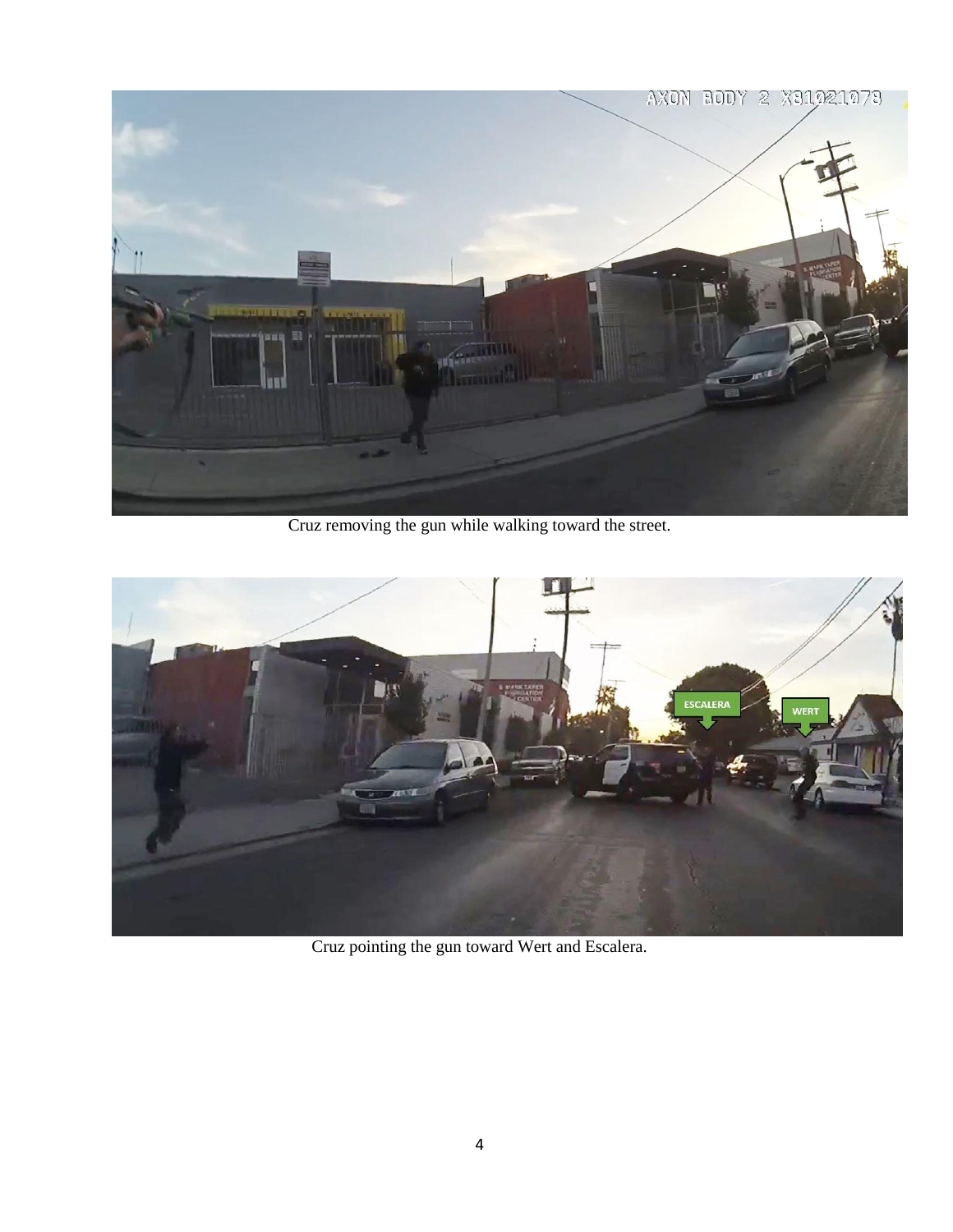Cruz removing the gun while walking toward the street.

Cruz pointing the gun toward Wert and Escalera.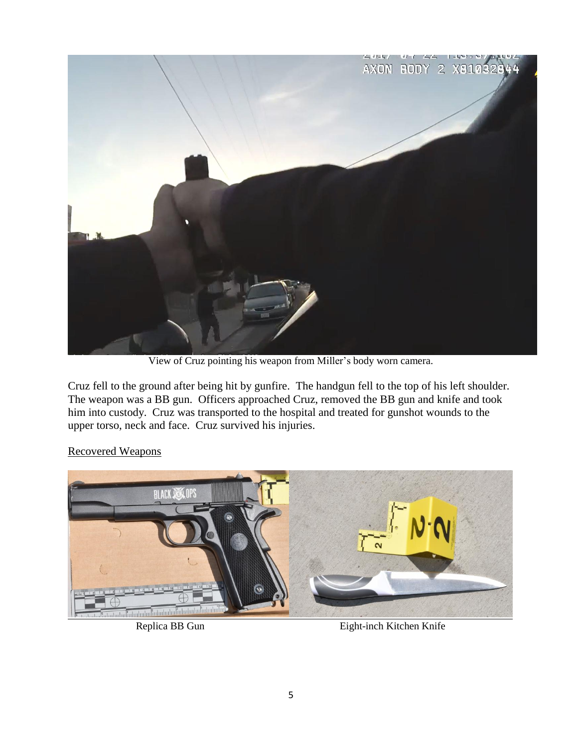View of Cruz pointing his weapon from Miller's body worn camera.

Cruz fell to the ground after being hit by gunfire. The handgun fell to the top of his left shoulder. The weapon was a BB gun. Officers approached Cruz, removed the BB gun and knife and took him into custody. Cruz was transported to the hospital and treated for gunshot wounds to the upper torso, neck and face. Cruz survived his injuries.

<u>Recovered Weapons</u>

Replica BB Gun

Eight-inch Kitchen Knife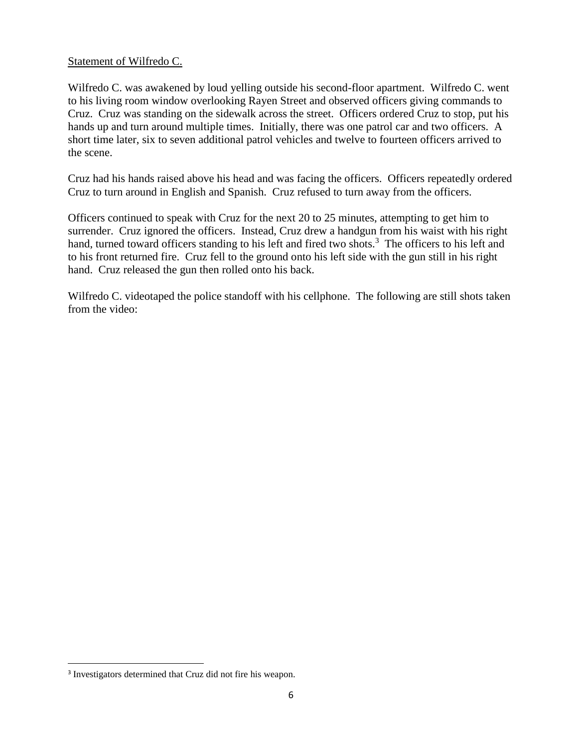Statement of Wilfredo C.

Wilfredo C. was awakened by loud yelling outside his second-floor apartment. Wilfredo C. went to his living room window overlooking Rayen Street and observed officers giving commands to Cruz. Cruz was standing on the sidewalk across the street. Officers ordered Cruz to stop, put his hands up and turn around multiple times. Initially, there was one patrol car and two officers. A short time later, six to seven additional patrol vehicles and twelve to fourteen officers arrived to the scene.

Cruz had his hands raised above his head and was facing the officers. Officers repeatedly ordered Cruz to turn around in English and Spanish. Cruz refused to turn away from the officers.

Officers continued to speak with Cruz for the next 20 to 25 minutes, attempting to get him to surrender. Cruz ignored the officers. Instead, Cruz drew a handgun from his waist with his right hand, turned toward officers standing to his left and fired two shots.[3] The officers to his left and to his front returned fire. Cruz fell to the ground onto his left side with the gun still in his right hand. Cruz released the gun then rolled onto his back.

Wilfredo C. videotaped the police standoff with his cellphone. The following are still shots taken from the video:

[3] Investigators determined that Cruz did not fire his weapon.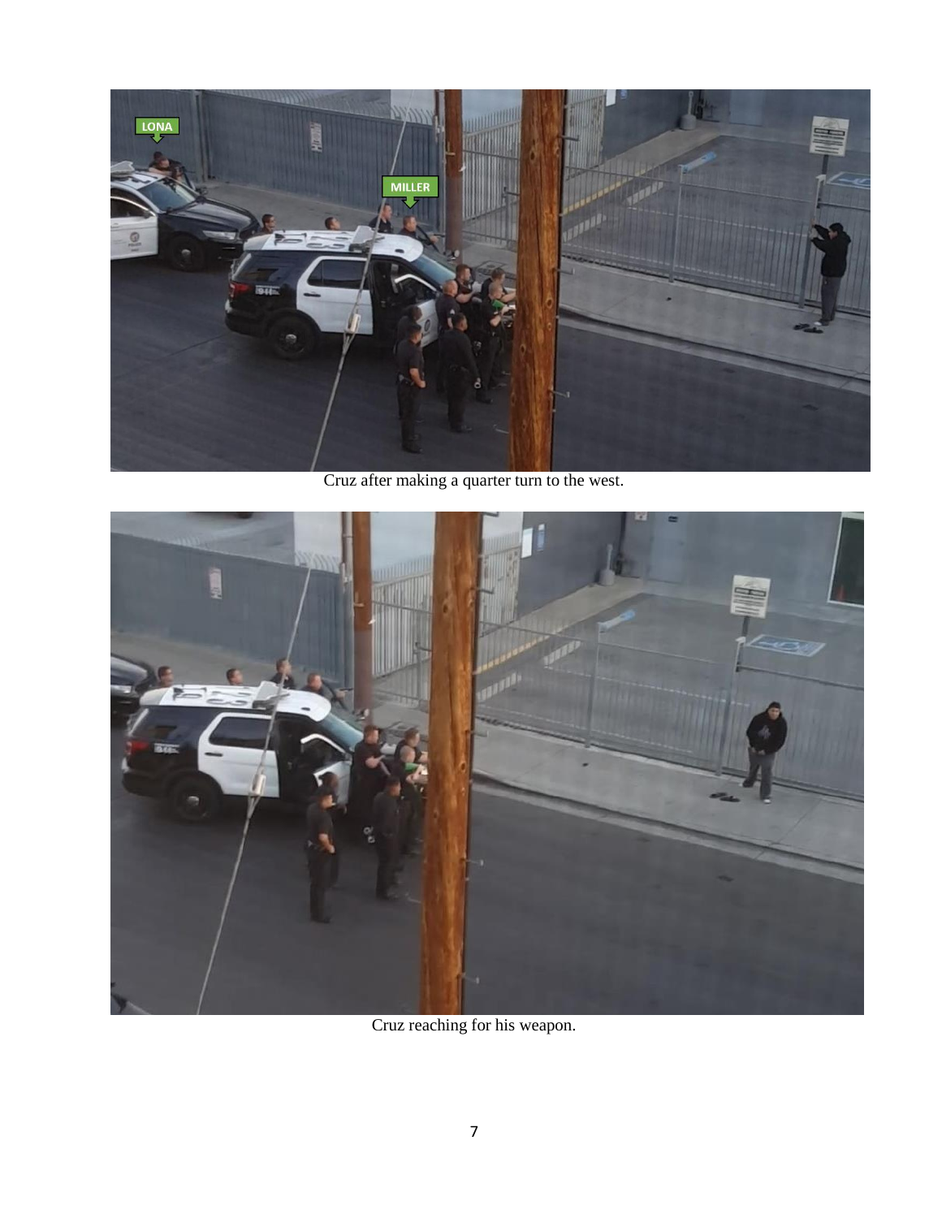Cruz after making a quarter turn to the west.

Cruz reaching for his weapon.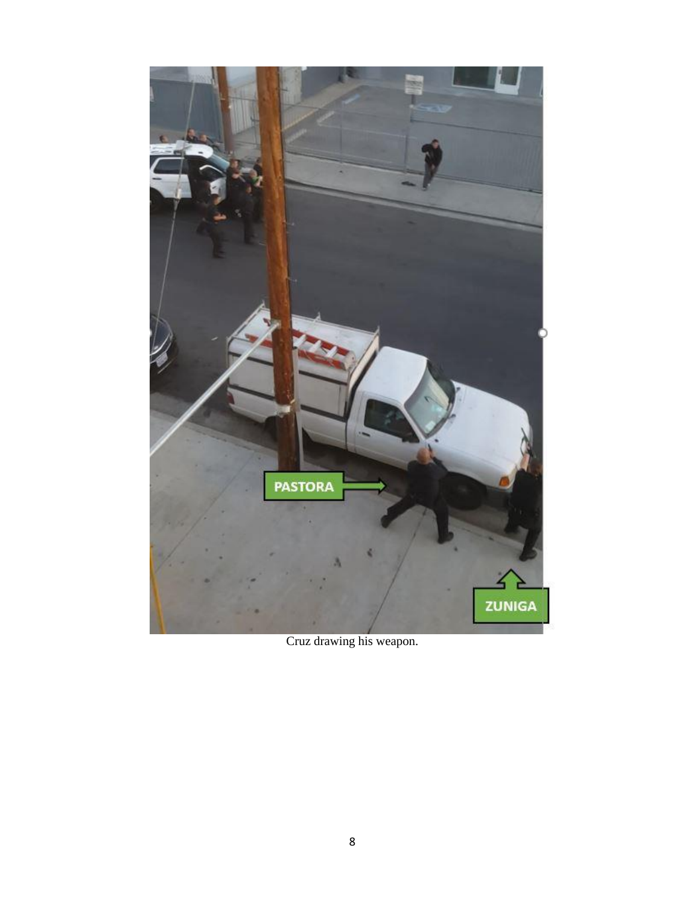Cruz drawing his weapon.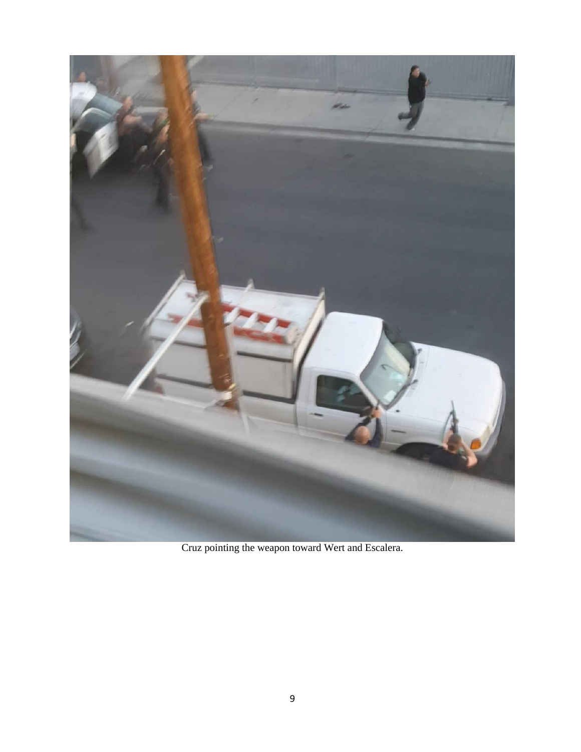Cruz pointing the weapon toward Wert and Escalera.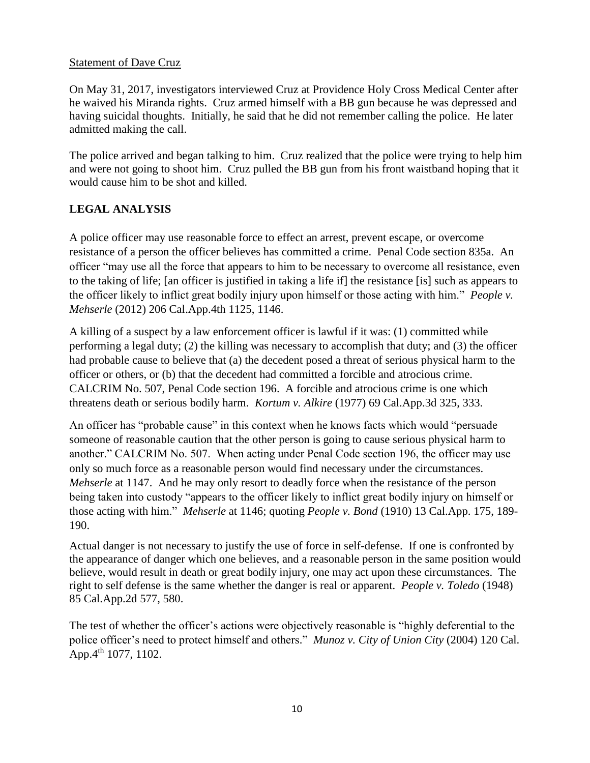Statement of Dave Cruz

On May 31, 2017, investigators interviewed Cruz at Providence Holy Cross Medical Center after he waived his Miranda rights. Cruz armed himself with a BB gun because he was depressed and having suicidal thoughts. Initially, he said that he did not remember calling the police. He later admitted making the call.

The police arrived and began talking to him. Cruz realized that the police were trying to help him and were not going to shoot him. Cruz pulled the BB gun from his front waistband hoping that it would cause him to be shot and killed.

## LEGAL ANALYSIS

A police officer may use reasonable force to effect an arrest, prevent escape, or overcome resistance of a person the officer believes has committed a crime. Penal Code section 835a. An officer "may use all the force that appears to him to be necessary to overcome all resistance, even to the taking of life; [an officer is justified in taking a life if] the resistance [is] such as appears to the officer likely to inflict great bodily injury upon himself or those acting with him." *People v. Mehserle* (2012) 206 Cal.App.4th 1125, 1146.

A killing of a suspect by a law enforcement officer is lawful if it was: (1) committed while performing a legal duty; (2) the killing was necessary to accomplish that duty; and (3) the officer had probable cause to believe that (a) the decedent posed a threat of serious physical harm to the officer or others, or (b) that the decedent had committed a forcible and atrocious crime. CALCRIM No. 507, Penal Code section 196. A forcible and atrocious crime is one which threatens death or serious bodily harm. *Kortum v. Alkire* (1977) 69 Cal.App.3d 325, 333.

An officer has "probable cause" in this context when he knows facts which would "persuade someone of reasonable caution that the other person is going to cause serious physical harm to another." CALCRIM No. 507. When acting under Penal Code section 196, the officer may use only so much force as a reasonable person would find necessary under the circumstances. *Mehserle* at 1147. And he may only resort to deadly force when the resistance of the person being taken into custody "appears to the officer likely to inflict great bodily injury on himself or those acting with him." *Mehserle* at 1146; quoting *People v. Bond* (1910) 13 Cal.App. 175, 189-190.

Actual danger is not necessary to justify the use of force in self-defense. If one is confronted by the appearance of danger which one believes, and a reasonable person in the same position would believe, would result in death or great bodily injury, one may act upon these circumstances. The right to self defense is the same whether the danger is real or apparent. *People v. Toledo* (1948) 85 Cal.App.2d 577, 580.

The test of whether the officer's actions were objectively reasonable is "highly deferential to the police officer's need to protect himself and others." *Munoz v. City of Union City* (2004) 120 Cal. App.4th 1077, 1102.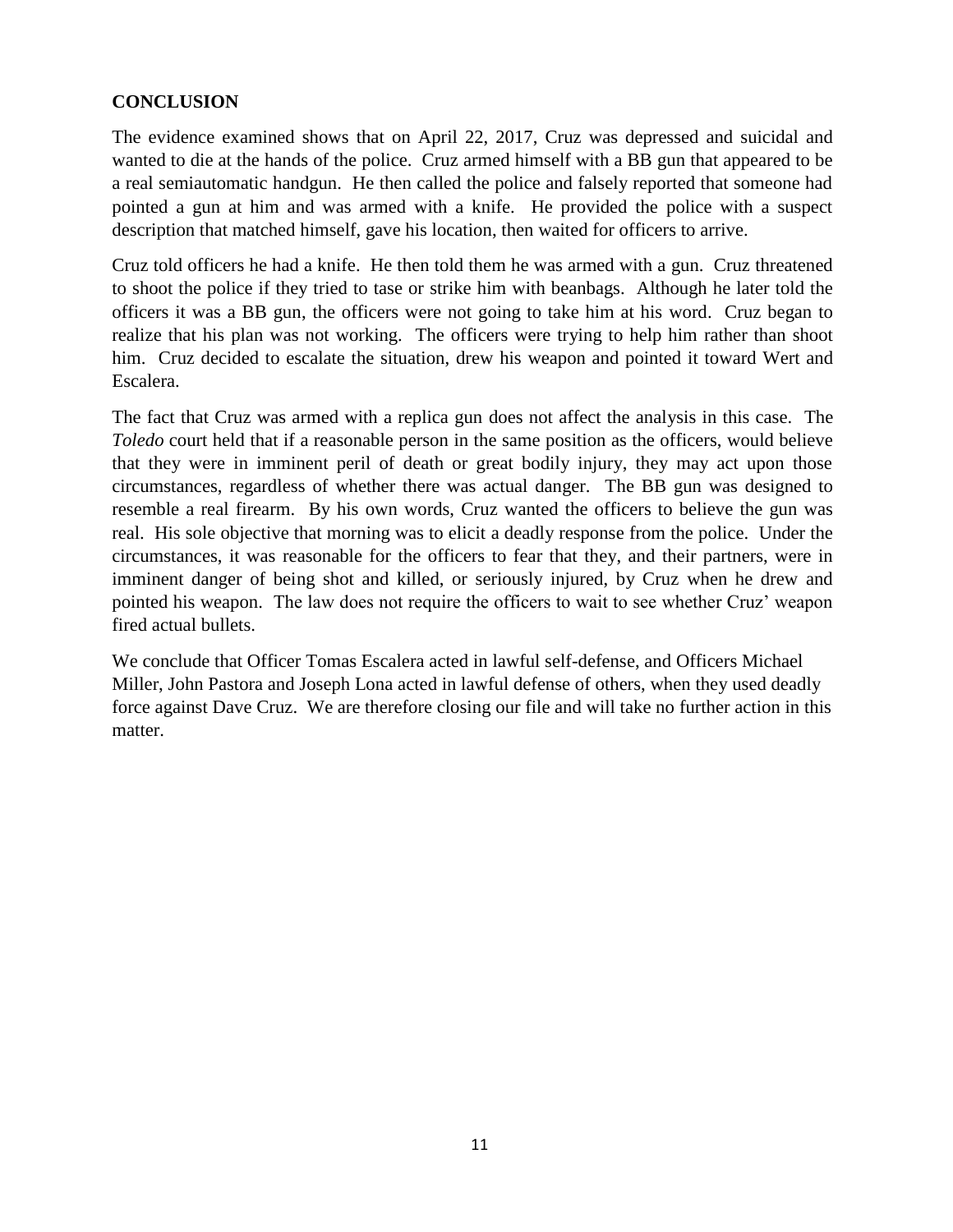## CONCLUSION

The evidence examined shows that on April 22, 2017, Cruz was depressed and suicidal and wanted to die at the hands of the police. Cruz armed himself with a BB gun that appeared to be a real semiautomatic handgun. He then called the police and falsely reported that someone had pointed a gun at him and was armed with a knife. He provided the police with a suspect description that matched himself, gave his location, then waited for officers to arrive.

Cruz told officers he had a knife. He then told them he was armed with a gun. Cruz threatened to shoot the police if they tried to tase or strike him with beanbags. Although he later told the officers it was a BB gun, the officers were not going to take him at his word. Cruz began to realize that his plan was not working. The officers were trying to help him rather than shoot him. Cruz decided to escalate the situation, drew his weapon and pointed it toward Wert and Escalera.

The fact that Cruz was armed with a replica gun does not affect the analysis in this case. The *Toledo* court held that if a reasonable person in the same position as the officers, would believe that they were in imminent peril of death or great bodily injury, they may act upon those circumstances, regardless of whether there was actual danger. The BB gun was designed to resemble a real firearm. By his own words, Cruz wanted the officers to believe the gun was real. His sole objective that morning was to elicit a deadly response from the police. Under the circumstances, it was reasonable for the officers to fear that they, and their partners, were in imminent danger of being shot and killed, or seriously injured, by Cruz when he drew and pointed his weapon. The law does not require the officers to wait to see whether Cruz' weapon fired actual bullets.

We conclude that Officer Tomas Escalera acted in lawful self-defense, and Officers Michael Miller, John Pastora and Joseph Lona acted in lawful defense of others, when they used deadly force against Dave Cruz. We are therefore closing our file and will take no further action in this matter.